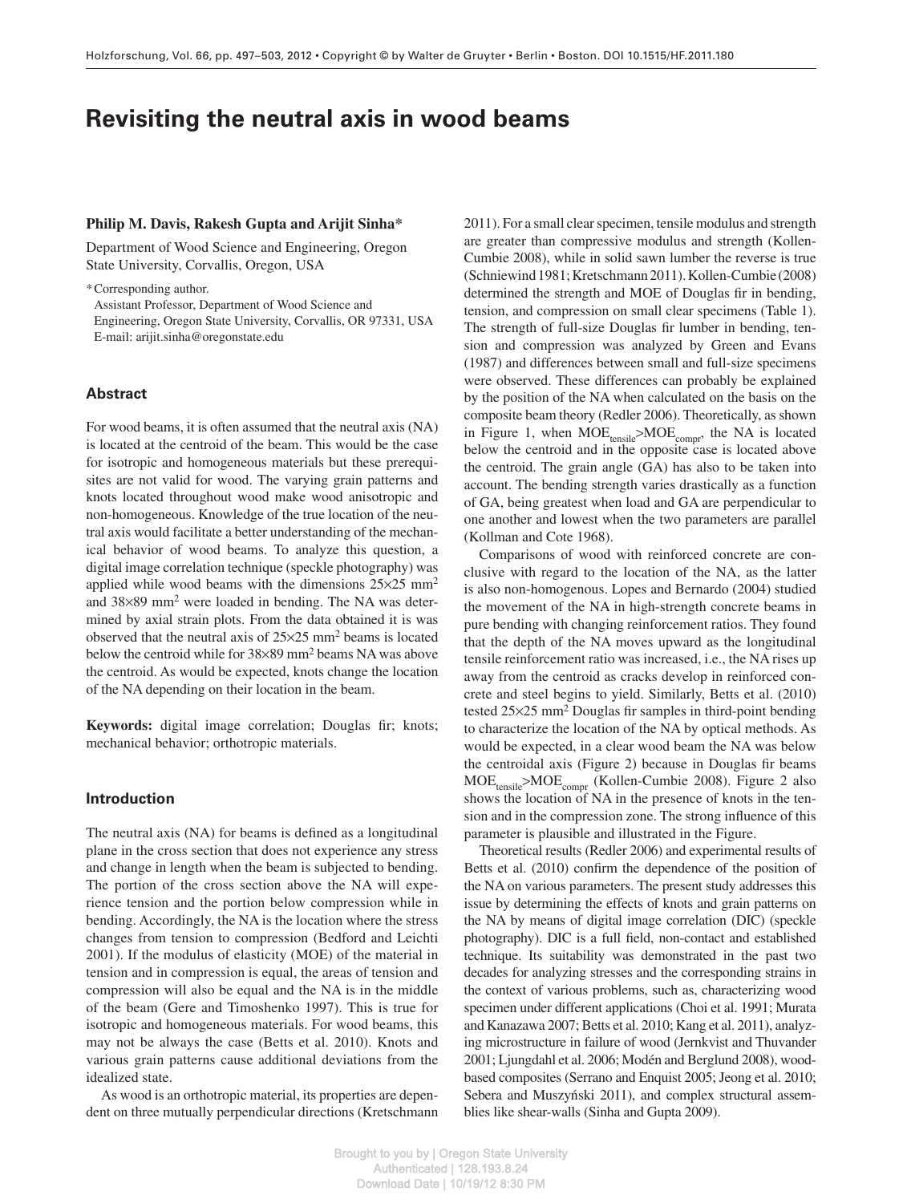# Revisiting the neutral axis in wood beams

**Philip M. Davis, Rakesh Gupta and Arijit Sinha***

Department of Wood Science and Engineering, Oregon State University, Corvallis, Oregon, USA

*Corresponding author.
Assistant Professor, Department of Wood Science and Engineering, Oregon State University, Corvallis, OR 97331, USA
E-mail: arijit.sinha@oregonstate.edu

## Abstract

For wood beams, it is often assumed that the neutral axis (NA) is located at the centroid of the beam. This would be the case for isotropic and homogeneous materials but these prerequisites are not valid for wood. The varying grain patterns and knots located throughout wood make wood anisotropic and non-homogeneous. Knowledge of the true location of the neutral axis would facilitate a better understanding of the mechanical behavior of wood beams. To analyze this question, a digital image correlation technique (speckle photography) was applied while wood beams with the dimensions 25×25 mm$^2$ and 38×89 mm$^2$ were loaded in bending. The NA was determined by axial strain plots. From the data obtained it is was observed that the neutral axis of 25×25 mm$^2$ beams is located below the centroid while for 38×89 mm$^2$ beams NA was above the centroid. As would be expected, knots change the location of the NA depending on their location in the beam.

**Keywords:** digital image correlation; Douglas fir; knots; mechanical behavior; orthotropic materials.

## Introduction

The neutral axis (NA) for beams is defined as a longitudinal plane in the cross section that does not experience any stress and change in length when the beam is subjected to bending. The portion of the cross section above the NA will experience tension and the portion below compression while in bending. Accordingly, the NA is the location where the stress changes from tension to compression (Bedford and Leichti 2001). If the modulus of elasticity (MOE) of the material in tension and in compression is equal, the areas of tension and compression will also be equal and the NA is in the middle of the beam (Gere and Timoshenko 1997). This is true for isotropic and homogeneous materials. For wood beams, this may not be always the case (Betts et al. 2010). Knots and various grain patterns cause additional deviations from the idealized state.

As wood is an orthotropic material, its properties are dependent on three mutually perpendicular directions (Kretschmann 2011). For a small clear specimen, tensile modulus and strength are greater than compressive modulus and strength (Kollen-Cumbie 2008), while in solid sawn lumber the reverse is true (Schniewind 1981; Kretschmann 2011). Kollen-Cumbie (2008) determined the strength and MOE of Douglas fir in bending, tension, and compression on small clear specimens (Table 1). The strength of full-size Douglas fir lumber in bending, tension and compression was analyzed by Green and Evans (1987) and differences between small and full-size specimens were observed. These differences can probably be explained by the position of the NA when calculated on the basis on the composite beam theory (Redler 2006). Theoretically, as shown in Figure 1, when $MOE_{tensile}$>$MOE_{compr}$, the NA is located below the centroid and in the opposite case is located above the centroid. The grain angle (GA) has also to be taken into account. The bending strength varies drastically as a function of GA, being greatest when load and GA are perpendicular to one another and lowest when the two parameters are parallel (Kollman and Cote 1968).

Comparisons of wood with reinforced concrete are conclusive with regard to the location of the NA, as the latter is also non-homogenous. Lopes and Bernardo (2004) studied the movement of the NA in high-strength concrete beams in pure bending with changing reinforcement ratios. They found that the depth of the NA moves upward as the longitudinal tensile reinforcement ratio was increased, i.e., the NA rises up away from the centroid as cracks develop in reinforced concrete and steel begins to yield. Similarly, Betts et al. (2010) tested 25×25 mm$^2$ Douglas fir samples in third-point bending to characterize the location of the NA by optical methods. As would be expected, in a clear wood beam the NA was below the centroidal axis (Figure 2) because in Douglas fir beams $MOE_{tensile}$>$MOE_{compr}$ (Kollen-Cumbie 2008). Figure 2 also shows the location of NA in the presence of knots in the tension and in the compression zone. The strong influence of this parameter is plausible and illustrated in the Figure.

Theoretical results (Redler 2006) and experimental results of Betts et al. (2010) confirm the dependence of the position of the NA on various parameters. The present study addresses this issue by determining the effects of knots and grain patterns on the NA by means of digital image correlation (DIC) (speckle photography). DIC is a full field, non-contact and established technique. Its suitability was demonstrated in the past two decades for analyzing stresses and the corresponding strains in the context of various problems, such as, characterizing wood specimen under different applications (Choi et al. 1991; Murata and Kanazawa 2007; Betts et al. 2010; Kang et al. 2011), analyzing microstructure in failure of wood (Jernkvist and Thuvander 2001; Ljungdahl et al. 2006; Modén and Berglund 2008), wood-based composites (Serrano and Enquist 2005; Jeong et al. 2010; Sebera and Muszyński 2011), and complex structural assemblies like shear-walls (Sinha and Gupta 2009).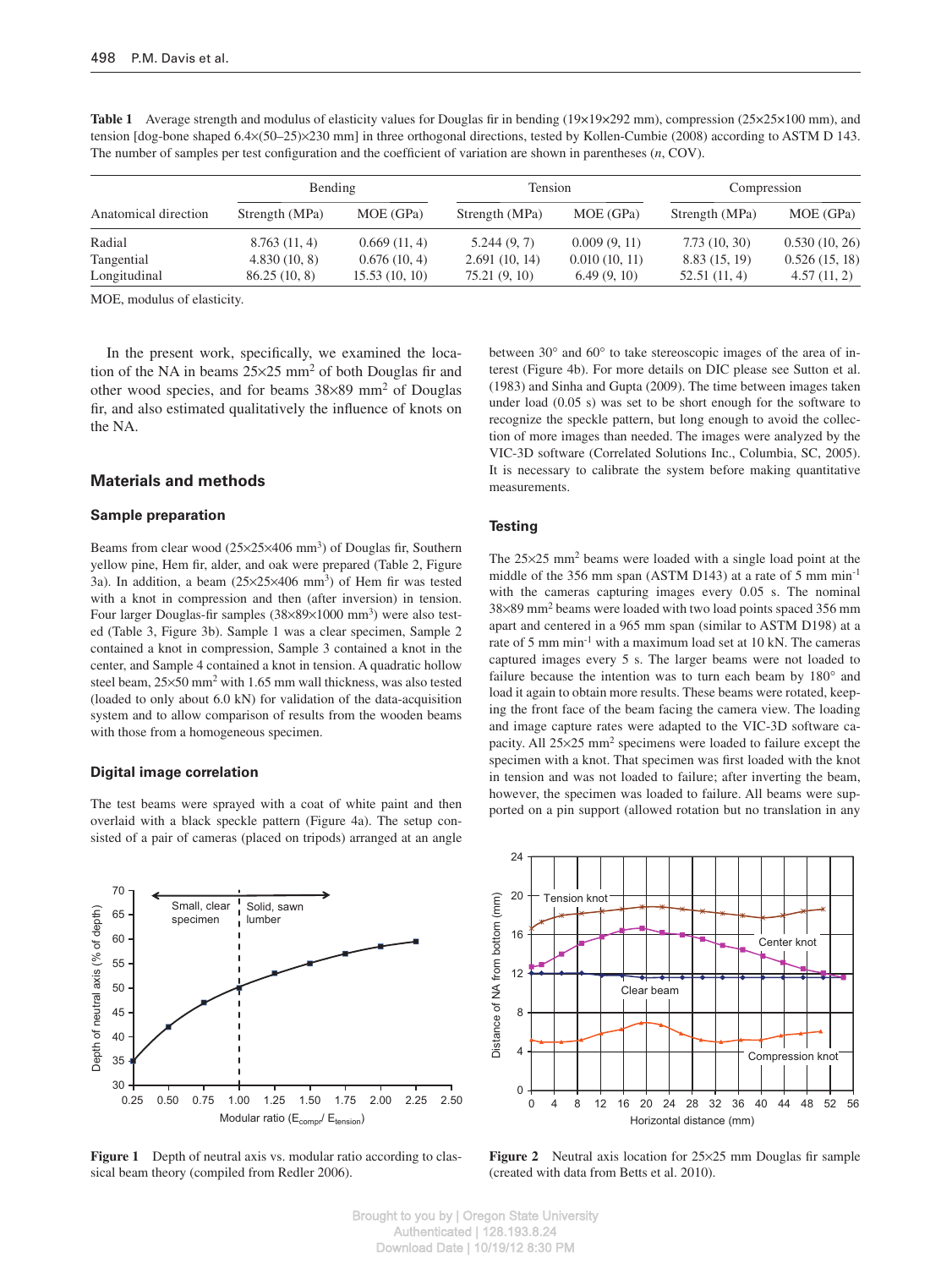**Table 1** Average strength and modulus of elasticity values for Douglas fir in bending (19×19×292 mm), compression (25×25×100 mm), and tension [dog-bone shaped 6.4×(50–25)×230 mm] in three orthogonal directions, tested by Kollen-Cumbie (2008) according to ASTM D 143. The number of samples per test configuration and the coefficient of variation are shown in parentheses (*n*, COV).

| | Bending | | Tension | | Compression | |
|---|---|---|---|---|---|---|
| Anatomical direction | Strength (MPa) | MOE (GPa) | Strength (MPa) | MOE (GPa) | Strength (MPa) | MOE (GPa) |
| Radial | 8.763 (11, 4) | 0.669 (11, 4) | 5.244 (9, 7) | 0.009 (9, 11) | 7.73 (10, 30) | 0.530 (10, 26) |
| Tangential | 4.830 (10, 8) | 0.676 (10, 4) | 2.691 (10, 14) | 0.010 (10, 11) | 8.83 (15, 19) | 0.526 (15, 18) |
| Longitudinal | 86.25 (10, 8) | 15.53 (10, 10) | 75.21 (9, 10) | 6.49 (9, 10) | 52.51 (11, 4) | 4.57 (11, 2) |

MOE, modulus of elasticity.

In the present work, specifically, we examined the location of the NA in beams 25×25 mm$^2$ of both Douglas fir and other wood species, and for beams 38×89 mm$^2$ of Douglas fir, and also estimated qualitatively the influence of knots on the NA.

## Materials and methods

### Sample preparation

Beams from clear wood (25×25×406 mm$^3$) of Douglas fir, Southern yellow pine, Hem fir, alder, and oak were prepared (Table 2, Figure 3a). In addition, a beam (25×25×406 mm$^3$) of Hem fir was tested with a knot in compression and then (after inversion) in tension. Four larger Douglas-fir samples (38×89×1000 mm$^3$) were also tested (Table 3, Figure 3b). Sample 1 was a clear specimen, Sample 2 contained a knot in compression, Sample 3 contained a knot in the center, and Sample 4 contained a knot in tension. A quadratic hollow steel beam, 25×50 mm$^2$ with 1.65 mm wall thickness, was also tested (loaded to only about 6.0 kN) for validation of the data-acquisition system and to allow comparison of results from the wooden beams with those from a homogeneous specimen.

### Digital image correlation

The test beams were sprayed with a coat of white paint and then overlaid with a black speckle pattern (Figure 4a). The setup consisted of a pair of cameras (placed on tripods) arranged at an angle between 30° and 60° to take stereoscopic images of the area of interest (Figure 4b). For more details on DIC please see Sutton et al. (1983) and Sinha and Gupta (2009). The time between images taken under load (0.05 s) was set to be short enough for the software to recognize the speckle pattern, but long enough to avoid the collection of more images than needed. The images were analyzed by the VIC-3D software (Correlated Solutions Inc., Columbia, SC, 2005). It is necessary to calibrate the system before making quantitative measurements.

### Testing

The 25×25 mm$^2$ beams were loaded with a single load point at the middle of the 356 mm span (ASTM D143) at a rate of 5 mm min$^{-1}$ with the cameras capturing images every 0.05 s. The nominal 38×89 mm$^2$ beams were loaded with two load points spaced 356 mm apart and centered in a 965 mm span (similar to ASTM D198) at a rate of 5 mm min$^{-1}$ with a maximum load set at 10 kN. The cameras captured images every 5 s. The larger beams were not loaded to failure because the intention was to turn each beam by 180° and load it again to obtain more results. These beams were rotated, keeping the front face of the beam facing the camera view. The loading and image capture rates were adapted to the VIC-3D software capacity. All 25×25 mm$^2$ specimens were loaded to failure except the specimen with a knot. That specimen was first loaded with the knot in tension and was not loaded to failure; after inverting the beam, however, the specimen was loaded to failure. All beams were supported on a pin support (allowed rotation but no translation in any

**Figure 1** Depth of neutral axis vs. modular ratio according to classical beam theory (compiled from Redler 2006).

**Figure 2** Neutral axis location for 25×25 mm Douglas fir sample (created with data from Betts et al. 2010).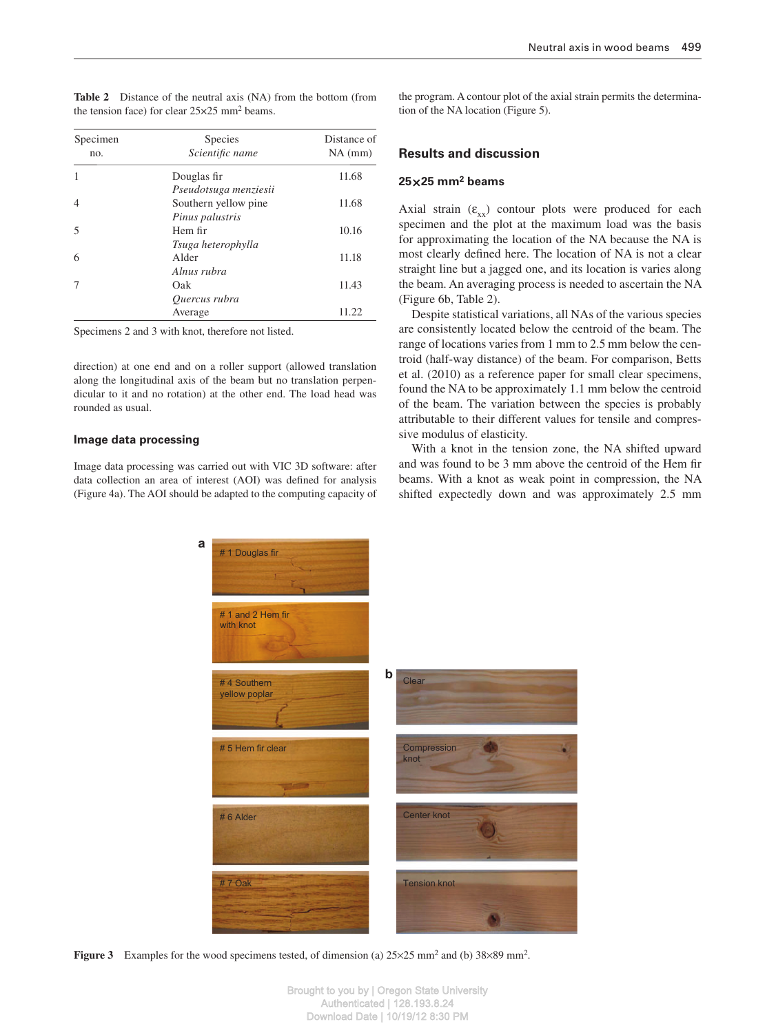**Table 2** Distance of the neutral axis (NA) from the bottom (from the tension face) for clear 25×25 mm² beams.

| Specimen no. | Species *Scientific name* | Distance of NA (mm) |
|---|---|---|
| 1 | Douglas fir *Pseudotsuga menziesii* | 11.68 |
| 4 | Southern yellow pine *Pinus palustris* | 11.68 |
| 5 | Hem fir *Tsuga heterophylla* | 10.16 |
| 6 | Alder *Alnus rubra* | 11.18 |
| 7 | Oak *Quercus rubra* | 11.43 |
| | Average | 11.22 |

Specimens 2 and 3 with knot, therefore not listed.

direction) at one end and on a roller support (allowed translation along the longitudinal axis of the beam but no translation perpendicular to it and no rotation) at the other end. The load head was rounded as usual.

### Image data processing

Image data processing was carried out with VIC 3D software: after data collection an area of interest (AOI) was defined for analysis (Figure 4a). The AOI should be adapted to the computing capacity of the program. A contour plot of the axial strain permits the determination of the NA location (Figure 5).

## Results and discussion

### 25×25 mm² beams

Axial strain ($\varepsilon_{xx}$) contour plots were produced for each specimen and the plot at the maximum load was the basis for approximating the location of the NA because the NA is most clearly defined here. The location of NA is not a clear straight line but a jagged one, and its location is varies along the beam. An averaging process is needed to ascertain the NA (Figure 6b, Table 2).

Despite statistical variations, all NAs of the various species are consistently located below the centroid of the beam. The range of locations varies from 1 mm to 2.5 mm below the centroid (half-way distance) of the beam. For comparison, Betts et al. (2010) as a reference paper for small clear specimens, found the NA to be approximately 1.1 mm below the centroid of the beam. The variation between the species is probably attributable to their different values for tensile and compressive modulus of elasticity.

With a knot in the tension zone, the NA shifted upward and was found to be 3 mm above the centroid of the Hem fir beams. With a knot as weak point in compression, the NA shifted expectedly down and was approximately 2.5 mm

**Figure 3** Examples for the wood specimens tested, of dimension (a) 25×25 mm² and (b) 38×89 mm².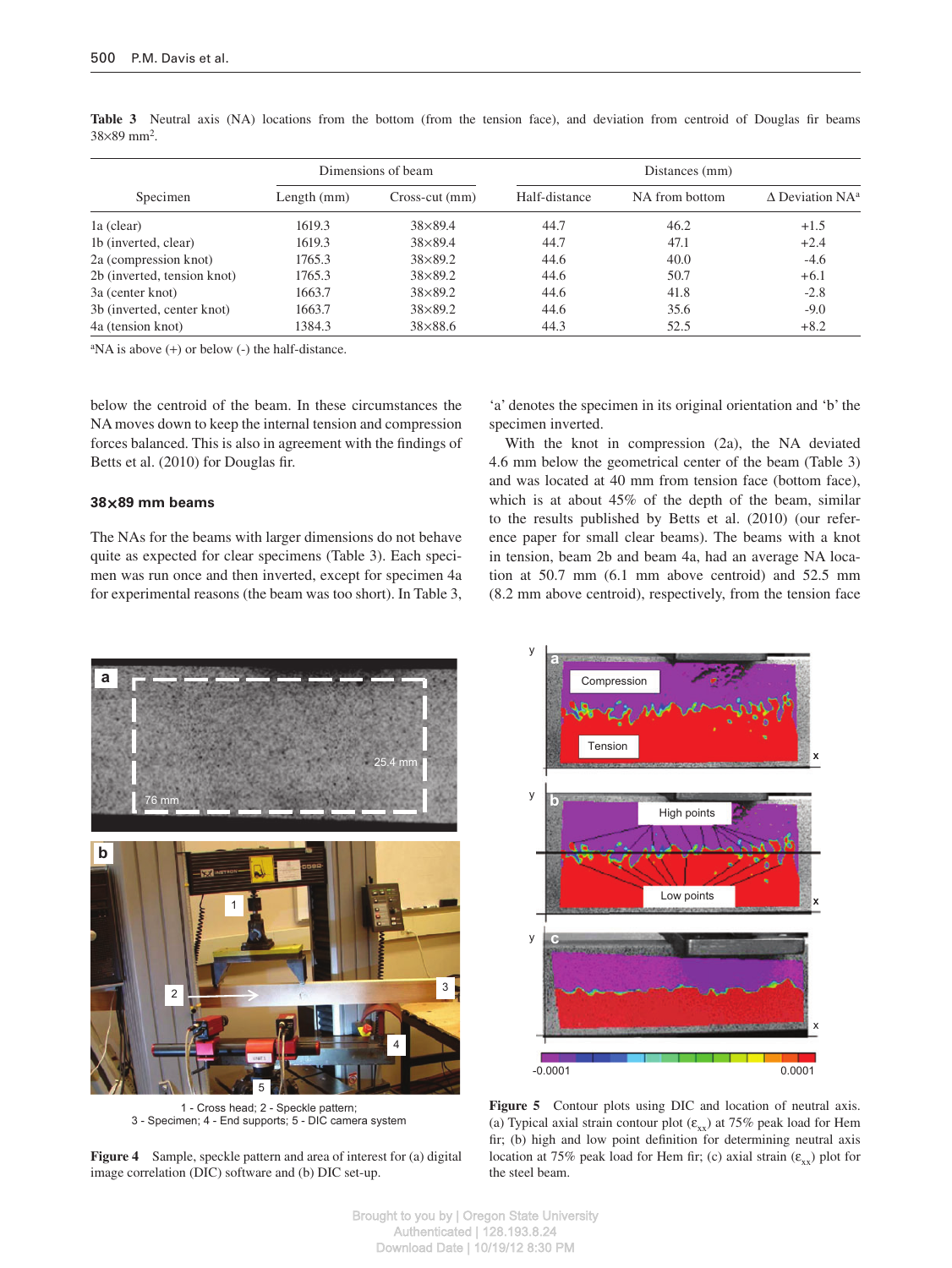**Table 3** Neutral axis (NA) locations from the bottom (from the tension face), and deviation from centroid of Douglas fir beams 38×89 mm².

| Specimen | Dimensions of beam | | Distances (mm) | | |
|---|---|---|---|---|---|
| | Length (mm) | Cross-cut (mm) | Half-distance | NA from bottom | Δ Deviation NA[a] |
| 1a (clear) | 1619.3 | 38×89.4 | 44.7 | 46.2 | +1.5 |
| 1b (inverted, clear) | 1619.3 | 38×89.4 | 44.7 | 47.1 | +2.4 |
| 2a (compression knot) | 1765.3 | 38×89.2 | 44.6 | 40.0 | -4.6 |
| 2b (inverted, tension knot) | 1765.3 | 38×89.2 | 44.6 | 50.7 | +6.1 |
| 3a (center knot) | 1663.7 | 38×89.2 | 44.6 | 41.8 | -2.8 |
| 3b (inverted, center knot) | 1663.7 | 38×89.2 | 44.6 | 35.6 | -9.0 |
| 4a (tension knot) | 1384.3 | 38×88.6 | 44.3 | 52.5 | +8.2 |

[a]NA is above (+) or below (-) the half-distance.

below the centroid of the beam. In these circumstances the NA moves down to keep the internal tension and compression forces balanced. This is also in agreement with the findings of Betts et al. (2010) for Douglas fir.

### 38×89 mm beams

The NAs for the beams with larger dimensions do not behave quite as expected for clear specimens (Table 3). Each specimen was run once and then inverted, except for specimen 4a for experimental reasons (the beam was too short). In Table 3, 'a' denotes the specimen in its original orientation and 'b' the specimen inverted.

With the knot in compression (2a), the NA deviated 4.6 mm below the geometrical center of the beam (Table 3) and was located at 40 mm from tension face (bottom face), which is at about 45% of the depth of the beam, similar to the results published by Betts et al. (2010) (our reference paper for small clear beams). The beams with a knot in tension, beam 2b and beam 4a, had an average NA location at 50.7 mm (6.1 mm above centroid) and 52.5 mm (8.2 mm above centroid), respectively, from the tension face

1 - Cross head; 2 - Speckle pattern;
3 - Specimen; 4 - End supports; 5 - DIC camera system

**Figure 4** Sample, speckle pattern and area of interest for (a) digital image correlation (DIC) software and (b) DIC set-up.

**Figure 5** Contour plots using DIC and location of neutral axis. (a) Typical axial strain contour plot ($\varepsilon_{xx}$) at 75% peak load for Hem fir; (b) high and low point definition for determining neutral axis location at 75% peak load for Hem fir; (c) axial strain ($\varepsilon_{xx}$) plot for the steel beam.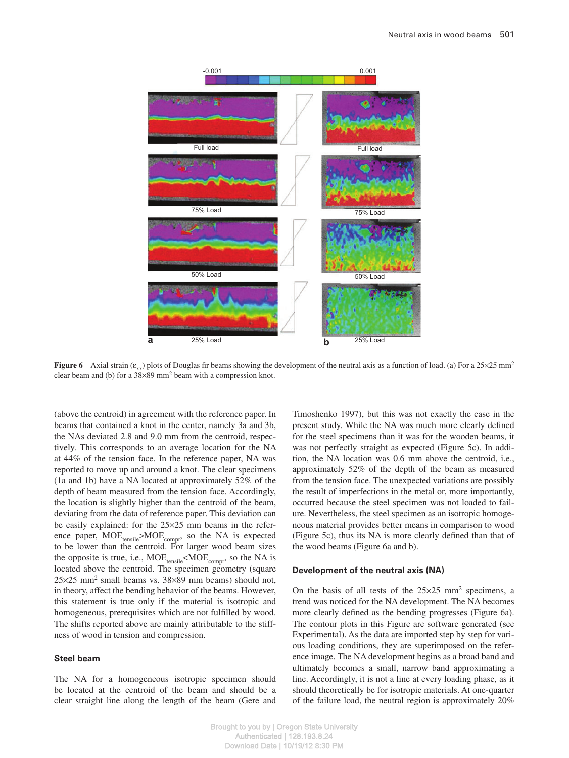Figure 6 Axial strain ($\varepsilon_{xx}$) plots of Douglas fir beams showing the development of the neutral axis as a function of load. (a) For a 25×25 mm$^2$ clear beam and (b) for a 38×89 mm$^2$ beam with a compression knot.

(above the centroid) in agreement with the reference paper. In beams that contained a knot in the center, namely 3a and 3b, the NAs deviated 2.8 and 9.0 mm from the centroid, respectively. This corresponds to an average location for the NA at 44% of the tension face. In the reference paper, NA was reported to move up and around a knot. The clear specimens (1a and 1b) have a NA located at approximately 52% of the depth of beam measured from the tension face. Accordingly, the location is slightly higher than the centroid of the beam, deviating from the data of reference paper. This deviation can be easily explained: for the 25×25 mm beams in the reference paper, $MOE_{tensile}$>$MOE_{compr}$, so the NA is expected to be lower than the centroid. For larger wood beam sizes the opposite is true, i.e., $MOE_{tensile}$<$MOE_{compr}$, so the NA is located above the centroid. The specimen geometry (square 25×25 mm$^2$ small beams vs. 38×89 mm beams) should not, in theory, affect the bending behavior of the beams. However, this statement is true only if the material is isotropic and homogeneous, prerequisites which are not fulfilled by wood. The shifts reported above are mainly attributable to the stiffness of wood in tension and compression.

### Steel beam

The NA for a homogeneous isotropic specimen should be located at the centroid of the beam and should be a clear straight line along the length of the beam (Gere and Timoshenko 1997), but this was not exactly the case in the present study. While the NA was much more clearly defined for the steel specimens than it was for the wooden beams, it was not perfectly straight as expected (Figure 5c). In addition, the NA location was 0.6 mm above the centroid, i.e., approximately 52% of the depth of the beam as measured from the tension face. The unexpected variations are possibly the result of imperfections in the metal or, more importantly, occurred because the steel specimen was not loaded to failure. Nevertheless, the steel specimen as an isotropic homogeneous material provides better means in comparison to wood (Figure 5c), thus its NA is more clearly defined than that of the wood beams (Figure 6a and b).

### Development of the neutral axis (NA)

On the basis of all tests of the 25×25 mm$^2$ specimens, a trend was noticed for the NA development. The NA becomes more clearly defined as the bending progresses (Figure 6a). The contour plots in this Figure are software generated (see Experimental). As the data are imported step by step for various loading conditions, they are superimposed on the reference image. The NA development begins as a broad band and ultimately becomes a small, narrow band approximating a line. Accordingly, it is not a line at every loading phase, as it should theoretically be for isotropic materials. At one-quarter of the failure load, the neutral region is approximately 20%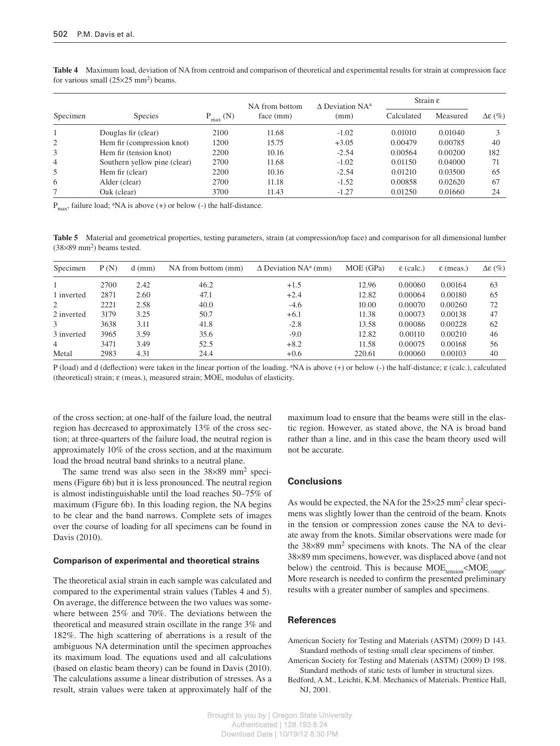**Table 4** Maximum load, deviation of NA from centroid and comparison of theoretical and experimental results for strain at compression face for various small (25×25 $mm^2$) beams.

| Specimen | Species | $P_{max}$ (N) | NA from bottom face (mm) | Δ Deviation NA[a] (mm) | Strain ε | | Δε (%) |
|---|---|---|---|---|---|---|---|
| | | | | | Calculated | Measured | |
| 1 | Douglas fir (clear) | 2100 | 11.68 | -1.02 | 0.01010 | 0.01040 | 3 |
| 2 | Hem fir (compression knot) | 1200 | 15.75 | +3.05 | 0.00479 | 0.00785 | 40 |
| 3 | Hem fir (tension knot) | 2200 | 10.16 | -2.54 | 0.00564 | 0.00200 | 182 |
| 4 | Southern yellow pine (clear) | 2700 | 11.68 | -1.02 | 0.01150 | 0.04000 | 71 |
| 5 | Hem fir (clear) | 2200 | 10.16 | -2.54 | 0.01210 | 0.03500 | 65 |
| 6 | Alder (clear) | 2700 | 11.18 | -1.52 | 0.00858 | 0.02620 | 67 |
| 7 | Oak (clear) | 3700 | 11.43 | -1.27 | 0.01250 | 0.01660 | 24 |

$P_{max}$, failure load; [a]NA is above (+) or below (-) the half-distance.

**Table 5** Material and geometrical properties, testing parameters, strain (at compression/top face) and comparison for all dimensional lumber (38×89 $mm^2$) beams tested.

| Specimen | P (N) | d (mm) | NA from bottom (mm) | Δ Deviation NA[a] (mm) | MOE (GPa) | ε (calc.) | ε (meas.) | Δε (%) |
|---|---|---|---|---|---|---|---|---|
| 1 | 2700 | 2.42 | 46.2 | +1.5 | 12.96 | 0.00060 | 0.00164 | 63 |
| 1 inverted | 2871 | 2.60 | 47.1 | +2.4 | 12.82 | 0.00064 | 0.00180 | 65 |
| 2 | 2221 | 2.58 | 40.0 | -4.6 | 10.00 | 0.00070 | 0.00260 | 72 |
| 2 inverted | 3179 | 3.25 | 50.7 | +6.1 | 11.38 | 0.00073 | 0.00138 | 47 |
| 3 | 3638 | 3.11 | 41.8 | -2.8 | 13.58 | 0.00086 | 0.00228 | 62 |
| 3 inverted | 3965 | 3.59 | 35.6 | -9.0 | 12.82 | 0.00110 | 0.00210 | 46 |
| 4 | 3471 | 3.49 | 52.5 | +8.2 | 11.58 | 0.00075 | 0.00168 | 56 |
| Metal | 2983 | 4.31 | 24.4 | +0.6 | 220.61 | 0.00060 | 0.00103 | 40 |

P (load) and d (deflection) were taken in the linear portion of the loading. [a]NA is above (+) or below (-) the half-distance; ε (calc.), calculated (theoretical) strain; ε (meas.), measured strain; MOE, modulus of elasticity.

of the cross section; at one-half of the failure load, the neutral region has decreased to approximately 13% of the cross section; at three-quarters of the failure load, the neutral region is approximately 10% of the cross section, and at the maximum load the broad neutral band shrinks to a neutral plane.

The same trend was also seen in the 38×89 $mm^2$ specimens (Figure 6b) but it is less pronounced. The neutral region is almost indistinguishable until the load reaches 50–75% of maximum (Figure 6b). In this loading region, the NA begins to be clear and the band narrows. Complete sets of images over the course of loading for all specimens can be found in Davis (2010).

### Comparison of experimental and theoretical strains

The theoretical axial strain in each sample was calculated and compared to the experimental strain values (Tables 4 and 5). On average, the difference between the two values was somewhere between 25% and 70%. The deviations between the theoretical and measured strain oscillate in the range 3% and 182%. The high scattering of aberrations is a result of the ambiguous NA determination until the specimen approaches its maximum load. The equations used and all calculations (based on elastic beam theory) can be found in Davis (2010). The calculations assume a linear distribution of stresses. As a result, strain values were taken at approximately half of the maximum load to ensure that the beams were still in the elastic region. However, as stated above, the NA is broad band rather than a line, and in this case the beam theory used will not be accurate.

## Conclusions

As would be expected, the NA for the 25×25 $mm^2$ clear specimens was slightly lower than the centroid of the beam. Knots in the tension or compression zones cause the NA to deviate away from the knots. Similar observations were made for the 38×89 $mm^2$ specimens with knots. The NA of the clear 38×89 mm specimens, however, was displaced above (and not below) the centroid. This is because $MOE_{tension}$<$MOE_{compr}$. More research is needed to confirm the presented preliminary results with a greater number of samples and specimens.

## References

American Society for Testing and Materials (ASTM) (2009) D 143. Standard methods of testing small clear specimens of timber.

American Society for Testing and Materials (ASTM) (2009) D 198. Standard methods of static tests of lumber in structural sizes.

Bedford, A.M., Leichti, K.M. Mechanics of Materials. Prentice Hall, NJ, 2001.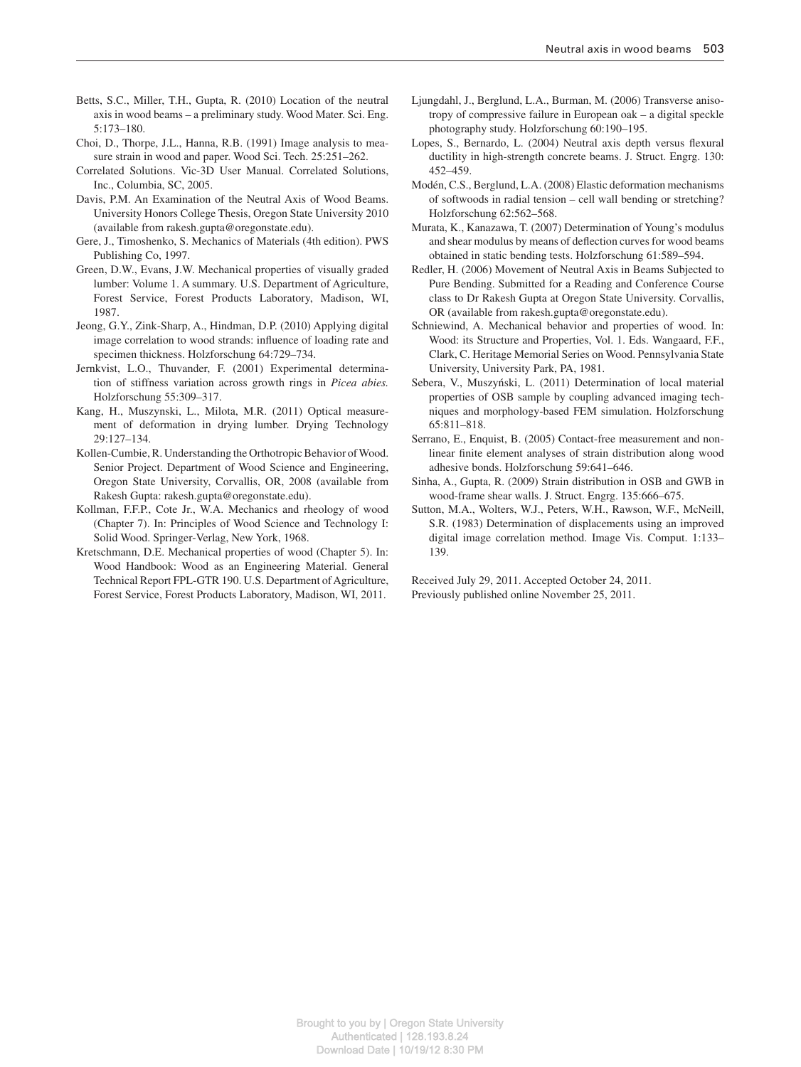Betts, S.C., Miller, T.H., Gupta, R. (2010) Location of the neutral axis in wood beams – a preliminary study. Wood Mater. Sci. Eng. 5:173–180.

Choi, D., Thorpe, J.L., Hanna, R.B. (1991) Image analysis to measure strain in wood and paper. Wood Sci. Tech. 25:251–262.

Correlated Solutions. Vic-3D User Manual. Correlated Solutions, Inc., Columbia, SC, 2005.

Davis, P.M. An Examination of the Neutral Axis of Wood Beams. University Honors College Thesis, Oregon State University 2010 (available from rakesh.gupta@oregonstate.edu).

Gere, J., Timoshenko, S. Mechanics of Materials (4th edition). PWS Publishing Co, 1997.

Green, D.W., Evans, J.W. Mechanical properties of visually graded lumber: Volume 1. A summary. U.S. Department of Agriculture, Forest Service, Forest Products Laboratory, Madison, WI, 1987.

Jeong, G.Y., Zink-Sharp, A., Hindman, D.P. (2010) Applying digital image correlation to wood strands: influence of loading rate and specimen thickness. Holzforschung 64:729–734.

Jernkvist, L.O., Thuvander, F. (2001) Experimental determination of stiffness variation across growth rings in *Picea abies.* Holzforschung 55:309–317.

Kang, H., Muszynski, L., Milota, M.R. (2011) Optical measurement of deformation in drying lumber. Drying Technology 29:127–134.

Kollen-Cumbie, R. Understanding the Orthotropic Behavior of Wood. Senior Project. Department of Wood Science and Engineering, Oregon State University, Corvallis, OR, 2008 (available from Rakesh Gupta: rakesh.gupta@oregonstate.edu).

Kollman, F.F.P., Cote Jr., W.A. Mechanics and rheology of wood (Chapter 7). In: Principles of Wood Science and Technology I: Solid Wood. Springer-Verlag, New York, 1968.

Kretschmann, D.E. Mechanical properties of wood (Chapter 5). In: Wood Handbook: Wood as an Engineering Material. General Technical Report FPL-GTR 190. U.S. Department of Agriculture, Forest Service, Forest Products Laboratory, Madison, WI, 2011.

Ljungdahl, J., Berglund, L.A., Burman, M. (2006) Transverse anisotropy of compressive failure in European oak – a digital speckle photography study. Holzforschung 60:190–195.

Lopes, S., Bernardo, L. (2004) Neutral axis depth versus flexural ductility in high-strength concrete beams. J. Struct. Engrg. 130: 452–459.

Modén, C.S., Berglund, L.A. (2008) Elastic deformation mechanisms of softwoods in radial tension – cell wall bending or stretching? Holzforschung 62:562–568.

Murata, K., Kanazawa, T. (2007) Determination of Young's modulus and shear modulus by means of deflection curves for wood beams obtained in static bending tests. Holzforschung 61:589–594.

Redler, H. (2006) Movement of Neutral Axis in Beams Subjected to Pure Bending. Submitted for a Reading and Conference Course class to Dr Rakesh Gupta at Oregon State University. Corvallis, OR (available from rakesh.gupta@oregonstate.edu).

Schniewind, A. Mechanical behavior and properties of wood. In: Wood: its Structure and Properties, Vol. 1. Eds. Wangaard, F.F., Clark, C. Heritage Memorial Series on Wood. Pennsylvania State University, University Park, PA, 1981.

Sebera, V., Muszyński, L. (2011) Determination of local material properties of OSB sample by coupling advanced imaging techniques and morphology-based FEM simulation. Holzforschung 65:811–818.

Serrano, E., Enquist, B. (2005) Contact-free measurement and nonlinear finite element analyses of strain distribution along wood adhesive bonds. Holzforschung 59:641–646.

Sinha, A., Gupta, R. (2009) Strain distribution in OSB and GWB in wood-frame shear walls. J. Struct. Engrg. 135:666–675.

Sutton, M.A., Wolters, W.J., Peters, W.H., Rawson, W.F., McNeill, S.R. (1983) Determination of displacements using an improved digital image correlation method. Image Vis. Comput. 1:133–139.

Received July 29, 2011. Accepted October 24, 2011.
Previously published online November 25, 2011.